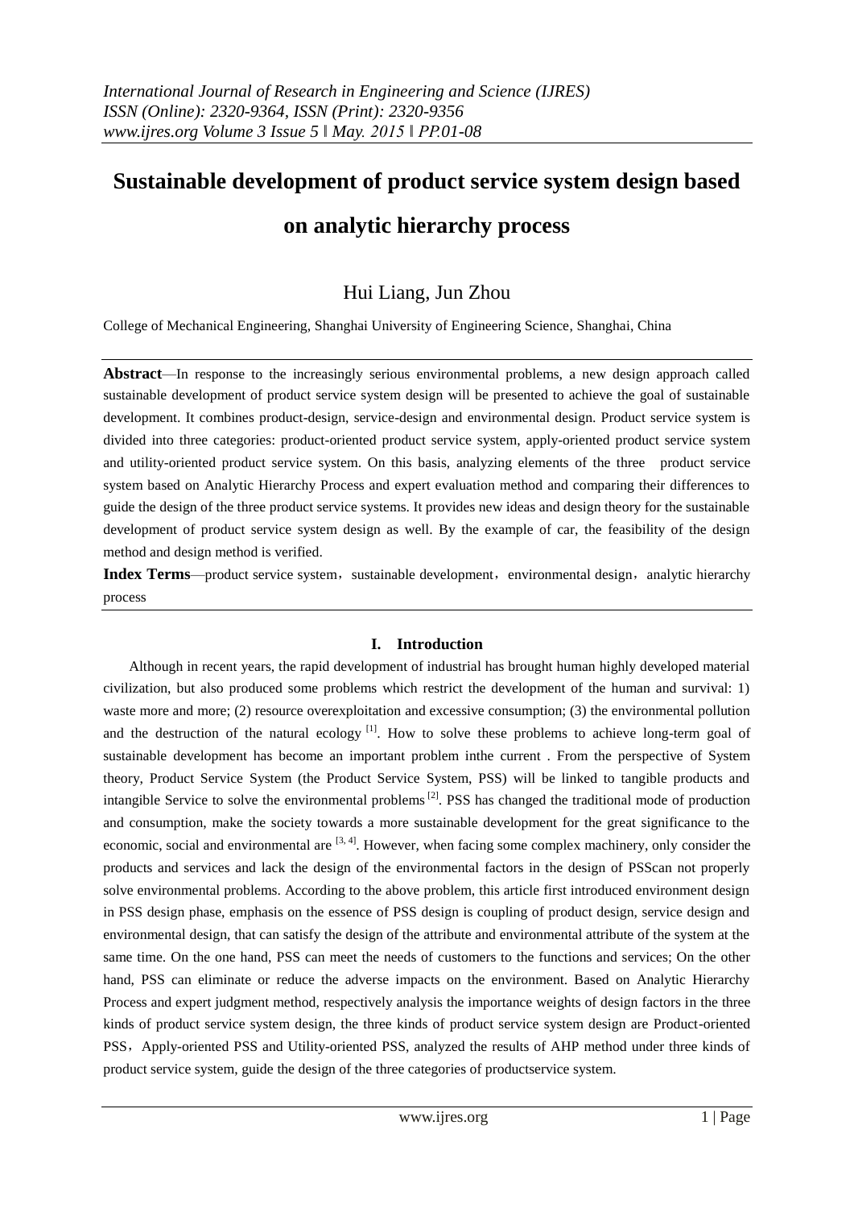# Sustainable development of product service system design based on analytic hierarchy process

Hui Liang, Jun Zhou

College of Mechanical Engineering, Shanghai University of Engineering Science, Shanghai, China

**Abstract**—In response to the increasingly serious environmental problems, a new design approach called sustainable development of product service system design will be presented to achieve the goal of sustainable development. It combines product-design, service-design and environmental design. Product service system is divided into three categories: product-oriented product service system, apply-oriented product service system and utility-oriented product service system. On this basis, analyzing elements of the three product service system based on Analytic Hierarchy Process and expert evaluation method and comparing their differences to guide the design of the three product service systems. It provides new ideas and design theory for the sustainable development of product service system design as well. By the example of car, the feasibility of the design method and design method is verified.

**Index Terms**—product service system，sustainable development，environmental design，analytic hierarchy process

## I. Introduction

Although in recent years, the rapid development of industrial has brought human highly developed material civilization, but also produced some problems which restrict the development of the human and survival: 1) waste more and more; (2) resource overexploitation and excessive consumption; (3) the environmental pollution and the destruction of the natural ecology [1]. How to solve these problems to achieve long-term goal of sustainable development has become an important problem inthe current . From the perspective of System theory, Product Service System (the Product Service System, PSS) will be linked to tangible products and intangible Service to solve the environmental problems [2]. PSS has changed the traditional mode of production and consumption, make the society towards a more sustainable development for the great significance to the economic, social and environmental are [3, 4]. However, when facing some complex machinery, only consider the products and services and lack the design of the environmental factors in the design of PSScan not properly solve environmental problems. According to the above problem, this article first introduced environment design in PSS design phase, emphasis on the essence of PSS design is coupling of product design, service design and environmental design, that can satisfy the design of the attribute and environmental attribute of the system at the same time. On the one hand, PSS can meet the needs of customers to the functions and services; On the other hand, PSS can eliminate or reduce the adverse impacts on the environment. Based on Analytic Hierarchy Process and expert judgment method, respectively analysis the importance weights of design factors in the three kinds of product service system design, the three kinds of product service system design are Product-oriented PSS，Apply-oriented PSS and Utility-oriented PSS, analyzed the results of AHP method under three kinds of product service system, guide the design of the three categories of productservice system.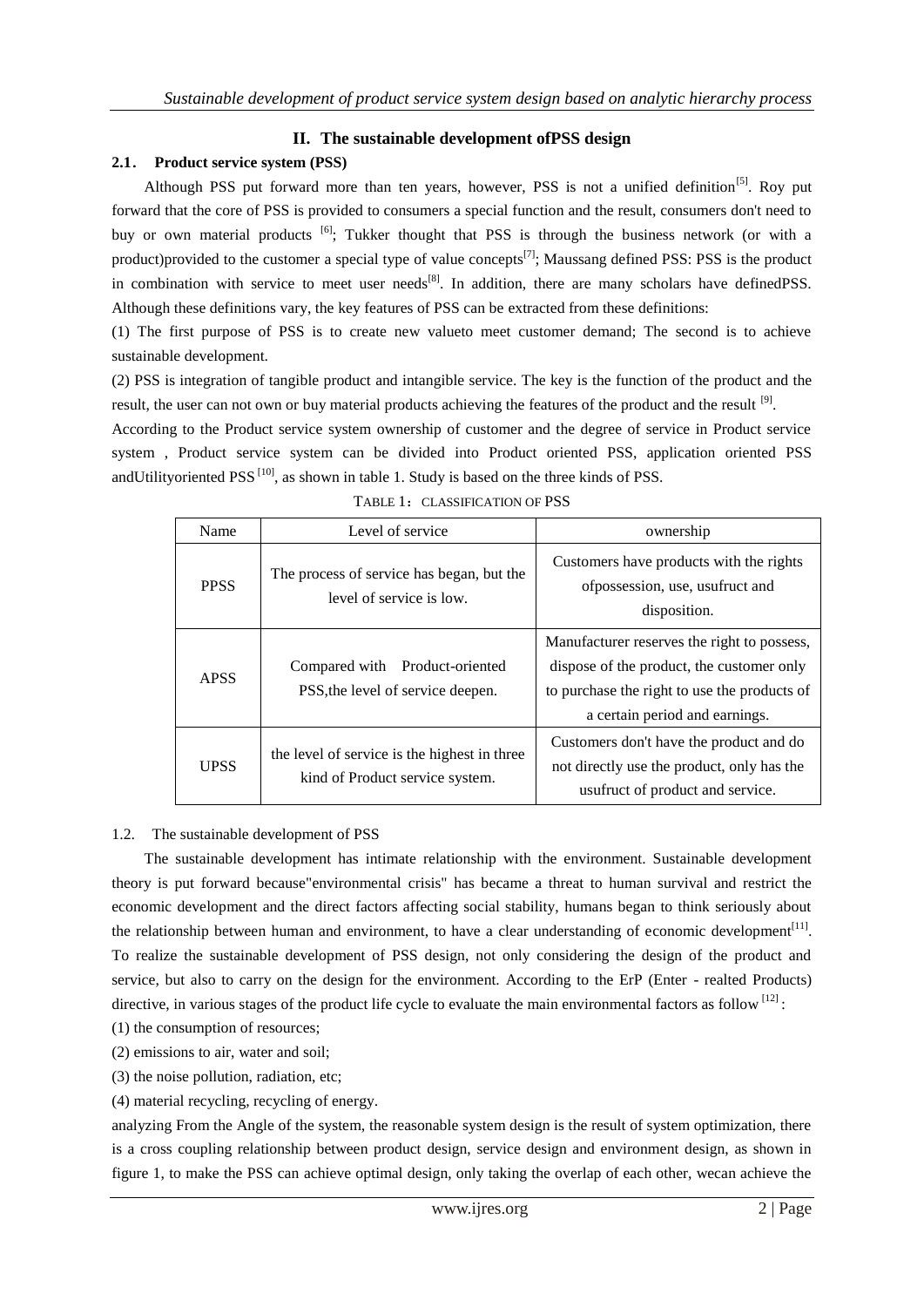## II. The sustainable development ofPSS design

### 2.1. Product service system (PSS)

Although PSS put forward more than ten years, however, PSS is not a unified definition[5]. Roy put forward that the core of PSS is provided to consumers a special function and the result, consumers don't need to buy or own material products [6]; Tukker thought that PSS is through the business network (or with a product)provided to the customer a special type of value concepts[7]; Maussang defined PSS: PSS is the product in combination with service to meet user needs[8]. In addition, there are many scholars have definedPSS. Although these definitions vary, the key features of PSS can be extracted from these definitions:

(1) The first purpose of PSS is to create new valueto meet customer demand; The second is to achieve sustainable development.

(2) PSS is integration of tangible product and intangible service. The key is the function of the product and the result, the user can not own or buy material products achieving the features of the product and the result [9].

According to the Product service system ownership of customer and the degree of service in Product service system , Product service system can be divided into Product oriented PSS, application oriented PSS andUtilityoriented PSS [10], as shown in table 1. Study is based on the three kinds of PSS.

TABLE 1：CLASSIFICATION OF PSS

| Name | Level of service | ownership |
|---|---|---|
| PPSS | The process of service has began, but the level of service is low. | Customers have products with the rights ofpossession, use, usufruct and disposition. |
| APSS | Compared with Product-oriented PSS,the level of service deepen. | Manufacturer reserves the right to possess, dispose of the product, the customer only to purchase the right to use the products of a certain period and earnings. |
| UPSS | the level of service is the highest in three kind of Product service system. | Customers don't have the product and do not directly use the product, only has the usufruct of product and service. |

### 1.2. The sustainable development of PSS

The sustainable development has intimate relationship with the environment. Sustainable development theory is put forward because"environmental crisis" has became a threat to human survival and restrict the economic development and the direct factors affecting social stability, humans began to think seriously about the relationship between human and environment, to have a clear understanding of economic development[11]. To realize the sustainable development of PSS design, not only considering the design of the product and service, but also to carry on the design for the environment. According to the ErP (Enter - realted Products) directive, in various stages of the product life cycle to evaluate the main environmental factors as follow [12]:

(1) the consumption of resources;

(2) emissions to air, water and soil;

(3) the noise pollution, radiation, etc;

(4) material recycling, recycling of energy.

analyzing From the Angle of the system, the reasonable system design is the result of system optimization, there is a cross coupling relationship between product design, service design and environment design, as shown in figure 1, to make the PSS can achieve optimal design, only taking the overlap of each other, wecan achieve the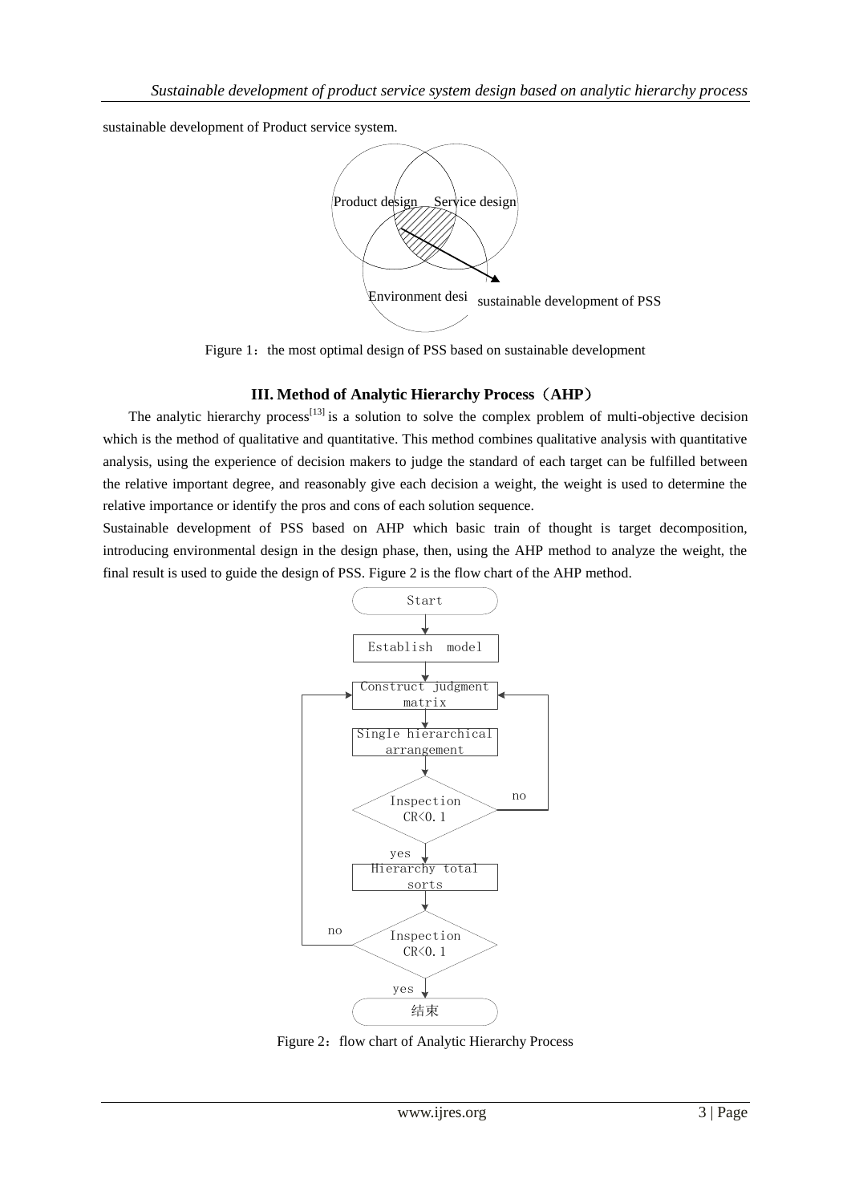sustainable development of Product service system.

Product design
Service design
Environment desi
sustainable development of PSS

Figure 1：the most optimal design of PSS based on sustainable development

### III. Method of Analytic Hierarchy Process（AHP）

The analytic hierarchy process[13] is a solution to solve the complex problem of multi-objective decision which is the method of qualitative and quantitative. This method combines qualitative analysis with quantitative analysis, using the experience of decision makers to judge the standard of each target can be fulfilled between the relative important degree, and reasonably give each decision a weight, the weight is used to determine the relative importance or identify the pros and cons of each solution sequence.

Sustainable development of PSS based on AHP which basic train of thought is target decomposition, introducing environmental design in the design phase, then, using the AHP method to analyze the weight, the final result is used to guide the design of PSS. Figure 2 is the flow chart of the AHP method.

Start
Establish model
Construct judgment matrix
Single hierarchical arrangement
Inspection CR<0.1
no
yes
Hierarchy total sorts
Inspection CR<0.1
no
yes
结束

Figure 2：flow chart of Analytic Hierarchy Process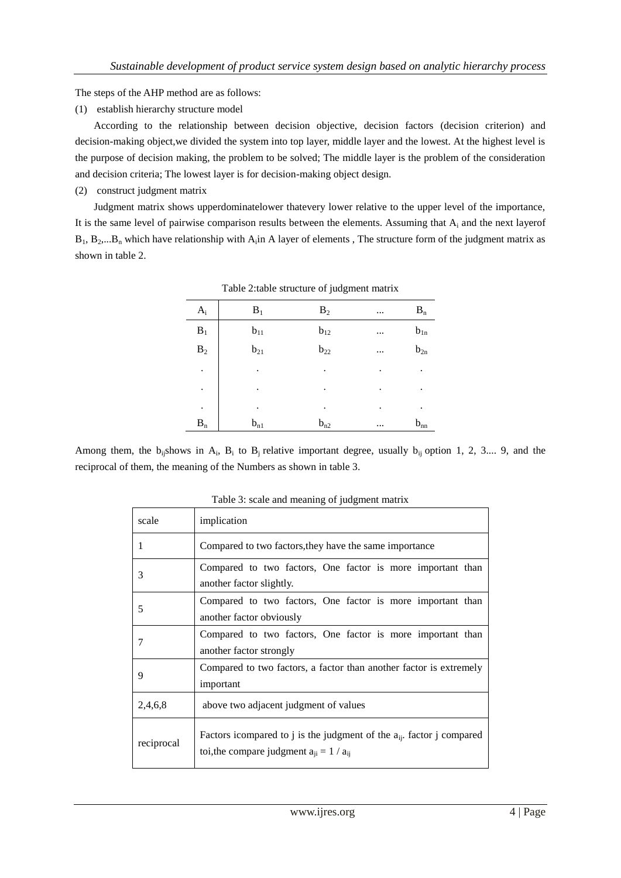The steps of the AHP method are as follows:

(1) establish hierarchy structure model

According to the relationship between decision objective, decision factors (decision criterion) and decision-making object,we divided the system into top layer, middle layer and the lowest. At the highest level is the purpose of decision making, the problem to be solved; The middle layer is the problem of the consideration and decision criteria; The lowest layer is for decision-making object design.

(2) construct judgment matrix

Judgment matrix shows upperdominatelower thatevery lower relative to the upper level of the importance, It is the same level of pairwise comparison results between the elements. Assuming that $A_i$ and the next layerof $B_1$, $B_2$,...$B_n$ which have relationship with $A_i$in A layer of elements , The structure form of the judgment matrix as shown in table 2.

Table 2:table structure of judgment matrix

| $A_i$ | $B_1$ | $B_2$ | ... | $B_n$ |
|---|---|---|---|---|
| $B_1$ | $b_{11}$ | $b_{12}$ | ... | $b_{1n}$ |
| $B_2$ | $b_{21}$ | $b_{22}$ | ... | $b_{2n}$ |
| . | . | . | . | . |
| . | . | . | . | . |
| . | . | . | . | . |
| $B_n$ | $b_{n1}$ | $b_{n2}$ | ... | $b_{nn}$ |

Among them, the $b_{ij}$shows in $A_i$, $B_i$ to $B_j$ relative important degree, usually $b_{ij}$ option 1, 2, 3.... 9, and the reciprocal of them, the meaning of the Numbers as shown in table 3.

Table 3: scale and meaning of judgment matrix

| scale | implication |
|---|---|
| 1 | Compared to two factors,they have the same importance |
| 3 | Compared to two factors, One factor is more important than another factor slightly. |
| 5 | Compared to two factors, One factor is more important than another factor obviously |
| 7 | Compared to two factors, One factor is more important than another factor strongly |
| 9 | Compared to two factors, a factor than another factor is extremely important |
| 2,4,6,8 | above two adjacent judgment of values |
| reciprocal | Factors icompared to j is the judgment of the $a_{ij}$. factor j compared toi,the compare judgment $a_{ji} = 1 / a_{ij}$ |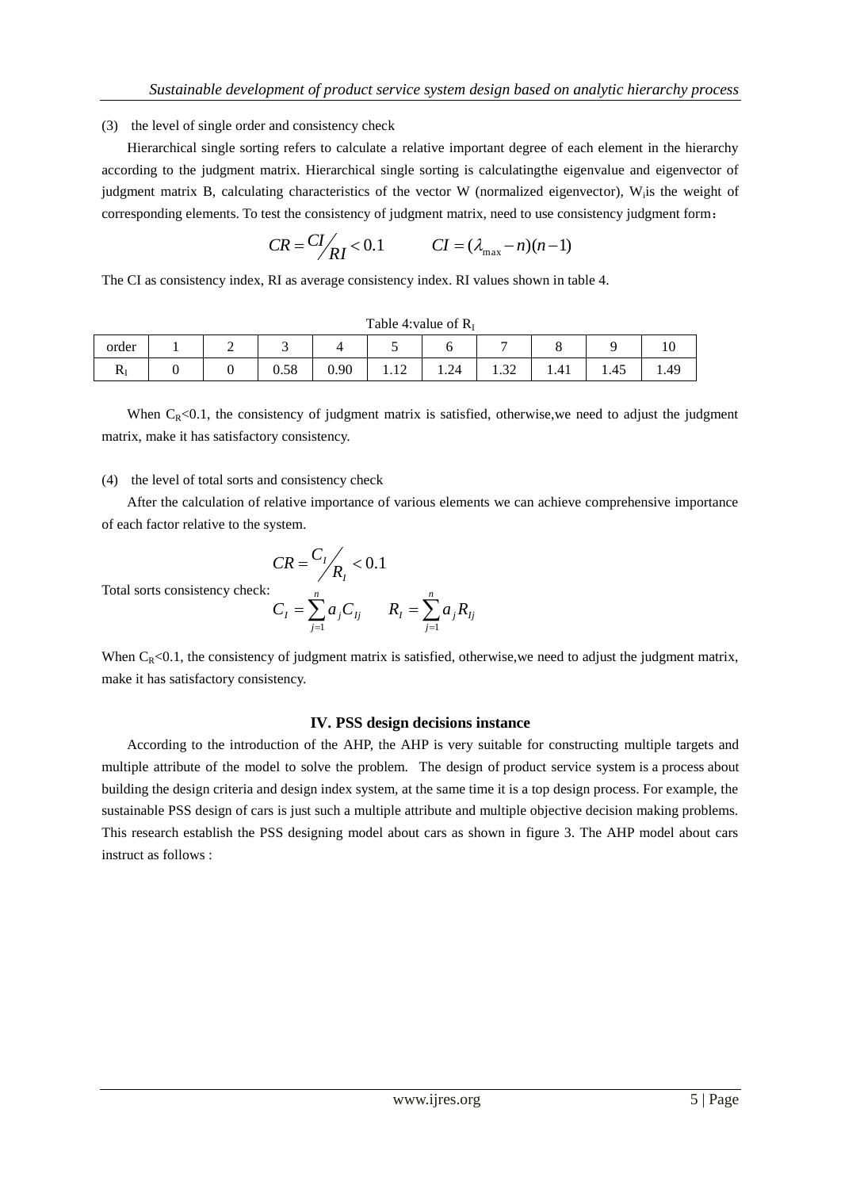(3) the level of single order and consistency check

Hierarchical single sorting refers to calculate a relative important degree of each element in the hierarchy according to the judgment matrix. Hierarchical single sorting is calculatingthe eigenvalue and eigenvector of judgment matrix B, calculating characteristics of the vector W (normalized eigenvector), $W_i$is the weight of corresponding elements. To test the consistency of judgment matrix, need to use consistency judgment form：

$$CR = CI/RI < 0.1 \qquad CI = (\lambda_{\max} - n)(n-1)$$

The CI as consistency index, RI as average consistency index. RI values shown in table 4.

Table 4:value of $R_I$

| order | 1 | 2 | 3 | 4 | 5 | 6 | 7 | 8 | 9 | 10 |
|---|---|---|---|---|---|---|---|---|---|---|
| $R_I$ | 0 | 0 | 0.58 | 0.90 | 1.12 | 1.24 | 1.32 | 1.41 | 1.45 | 1.49 |

When $C_R$<0.1, the consistency of judgment matrix is satisfied, otherwise,we need to adjust the judgment matrix, make it has satisfactory consistency.

(4) the level of total sorts and consistency check

After the calculation of relative importance of various elements we can achieve comprehensive importance of each factor relative to the system.

Total sorts consistency check:

$$CR = C_I/R_I < 0.1$$

$$C_I = \sum_{j=1}^{n} a_j C_{Ij} \qquad R_I = \sum_{j=1}^{n} a_j R_{Ij}$$

When $C_R$<0.1, the consistency of judgment matrix is satisfied, otherwise,we need to adjust the judgment matrix, make it has satisfactory consistency.

## IV. PSS design decisions instance

According to the introduction of the AHP, the AHP is very suitable for constructing multiple targets and multiple attribute of the model to solve the problem. The design of product service system is a process about building the design criteria and design index system, at the same time it is a top design process. For example, the sustainable PSS design of cars is just such a multiple attribute and multiple objective decision making problems. This research establish the PSS designing model about cars as shown in figure 3. The AHP model about cars instruct as follows :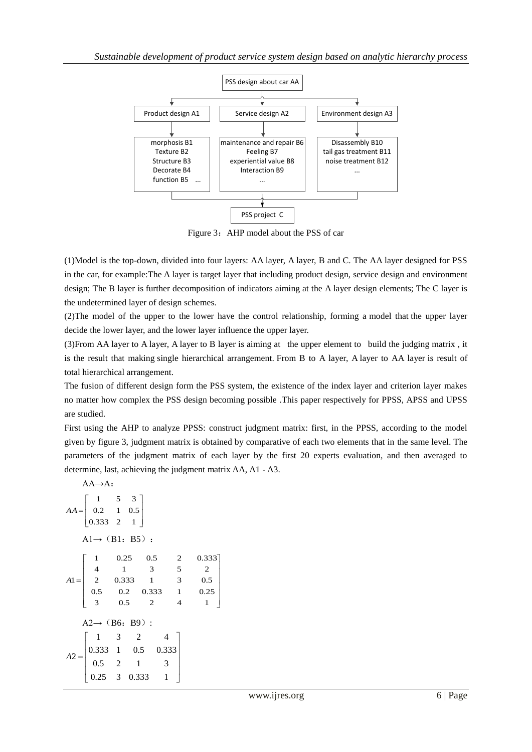PSS design about car AA

Product design A1

Service design A2

Environment design A3

morphosis B1
Texture B2
Structure B3
Decorate B4
function B5 ...

maintenance and repair B6
Feeling B7
experiential value B8
Interaction B9
...

Disassembly B10
tail gas treatment B11
noise treatment B12
...

PSS project C

Figure 3：AHP model about the PSS of car

(1)Model is the top-down, divided into four layers: AA layer, A layer, B and C. The AA layer designed for PSS in the car, for example:The A layer is target layer that including product design, service design and environment design; The B layer is further decomposition of indicators aiming at the A layer design elements; The C layer is the undetermined layer of design schemes.

(2)The model of the upper to the lower have the control relationship, forming a model that the upper layer decide the lower layer, and the lower layer influence the upper layer.

(3)From AA layer to A layer, A layer to B layer is aiming at the upper element to build the judging matrix , it is the result that making single hierarchical arrangement. From B to A layer, A layer to AA layer is result of total hierarchical arrangement.

The fusion of different design form the PSS system, the existence of the index layer and criterion layer makes no matter how complex the PSS design becoming possible .This paper respectively for PPSS, APSS and UPSS are studied.

First using the AHP to analyze PPSS: construct judgment matrix: first, in the PPSS, according to the model given by figure 3, judgment matrix is obtained by comparative of each two elements that in the same level. The parameters of the judgment matrix of each layer by the first 20 experts evaluation, and then averaged to determine, last, achieving the judgment matrix AA, A1 - A3.

AA→A：

$$AA = \begin{bmatrix} 1 & 5 & 3 \\ 0.2 & 1 & 0.5 \\ 0.333 & 2 & 1 \end{bmatrix}$$

A1→（B1：B5）：

$$A1 = \begin{bmatrix} 1 & 0.25 & 0.5 & 2 & 0.333 \\ 4 & 1 & 3 & 5 & 2 \\ 2 & 0.333 & 1 & 3 & 0.5 \\ 0.5 & 0.2 & 0.333 & 1 & 0.25 \\ 3 & 0.5 & 2 & 4 & 1 \end{bmatrix}$$

A2→（B6：B9）:

$$A2 = \begin{bmatrix} 1 & 3 & 2 & 4 \\ 0.333 & 1 & 0.5 & 0.333 \\ 0.5 & 2 & 1 & 3 \\ 0.25 & 3 & 0.333 & 1 \end{bmatrix}$$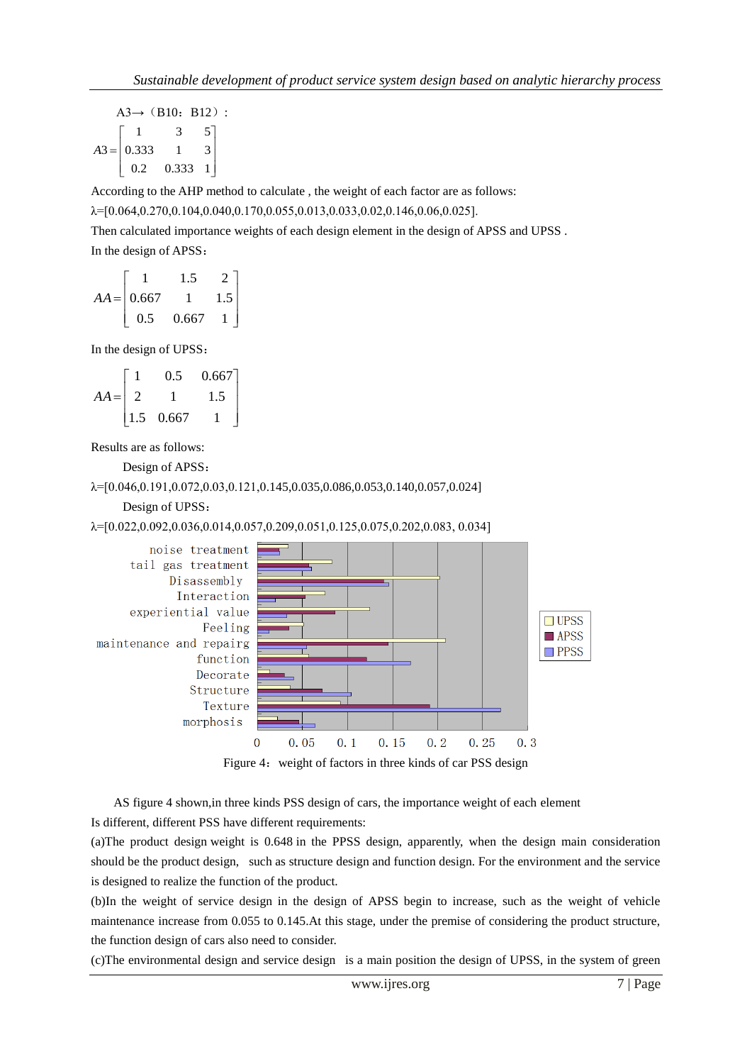A3→（B10：B12）:

$$A3=\begin{bmatrix} 1 & 3 & 5 \\ 0.333 & 1 & 3 \\ 0.2 & 0.333 & 1 \end{bmatrix}$$

According to the AHP method to calculate , the weight of each factor are as follows:

λ=[0.064,0.270,0.104,0.040,0.170,0.055,0.013,0.033,0.02,0.146,0.06,0.025].

Then calculated importance weights of each design element in the design of APSS and UPSS .

In the design of APSS：

$$AA=\begin{bmatrix} 1 & 1.5 & 2 \\ 0.667 & 1 & 1.5 \\ 0.5 & 0.667 & 1 \end{bmatrix}$$

In the design of UPSS：

$$AA=\begin{bmatrix} 1 & 0.5 & 0.667 \\ 2 & 1 & 1.5 \\ 1.5 & 0.667 & 1 \end{bmatrix}$$

Results are as follows:

Design of APSS：

λ=[0.046,0.191,0.072,0.03,0.121,0.145,0.035,0.086,0.053,0.140,0.057,0.024]

Design of UPSS：

λ=[0.022,0.092,0.036,0.014,0.057,0.209,0.051,0.125,0.075,0.202,0.083, 0.034]

noise treatment
tail gas treatment
Disassembly
Interaction
experiential value
Feeling
maintenance and repairg
function
Decorate
Structure
Texture
morphosis

0 0.05 0.1 0.15 0.2 0.25 0.3

UPSS
APSS
PPSS

Figure 4：weight of factors in three kinds of car PSS design

AS figure 4 shown,in three kinds PSS design of cars, the importance weight of each element Is different, different PSS have different requirements:

(a)The product design weight is 0.648 in the PPSS design, apparently, when the design main consideration should be the product design, such as structure design and function design. For the environment and the service is designed to realize the function of the product.

(b)In the weight of service design in the design of APSS begin to increase, such as the weight of vehicle maintenance increase from 0.055 to 0.145.At this stage, under the premise of considering the product structure, the function design of cars also need to consider.

(c)The environmental design and service design is a main position the design of UPSS, in the system of green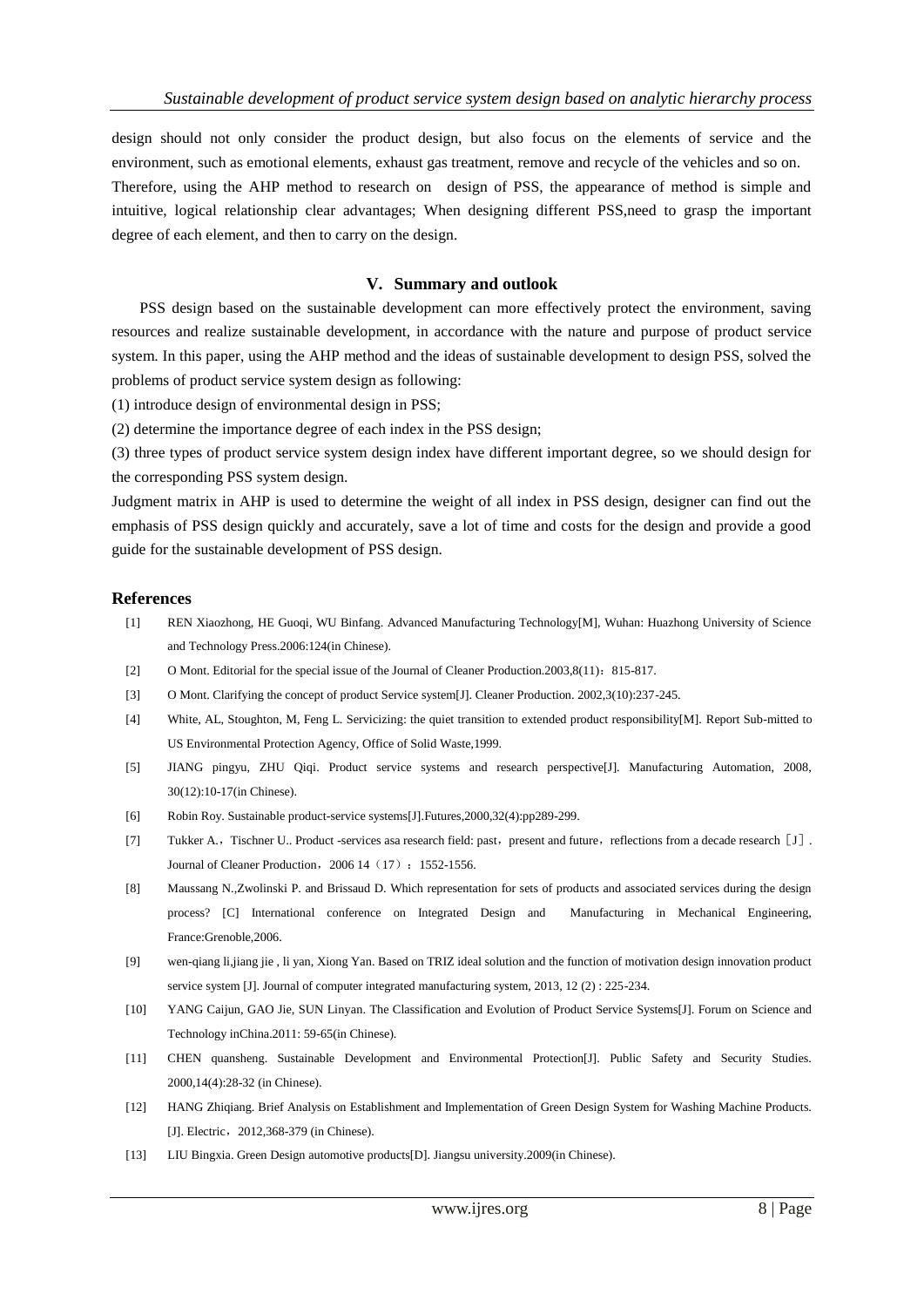design should not only consider the product design, but also focus on the elements of service and the environment, such as emotional elements, exhaust gas treatment, remove and recycle of the vehicles and so on. Therefore, using the AHP method to research on design of PSS, the appearance of method is simple and intuitive, logical relationship clear advantages; When designing different PSS,need to grasp the important degree of each element, and then to carry on the design.

## V. Summary and outlook

PSS design based on the sustainable development can more effectively protect the environment, saving resources and realize sustainable development, in accordance with the nature and purpose of product service system. In this paper, using the AHP method and the ideas of sustainable development to design PSS, solved the problems of product service system design as following:

(1) introduce design of environmental design in PSS;

(2) determine the importance degree of each index in the PSS design;

(3) three types of product service system design index have different important degree, so we should design for the corresponding PSS system design.

Judgment matrix in AHP is used to determine the weight of all index in PSS design, designer can find out the emphasis of PSS design quickly and accurately, save a lot of time and costs for the design and provide a good guide for the sustainable development of PSS design.

## References

[1] REN Xiaozhong, HE Guoqi, WU Binfang. Advanced Manufacturing Technology[M], Wuhan: Huazhong University of Science and Technology Press.2006:124(in Chinese).

[2] O Mont. Editorial for the special issue of the Journal of Cleaner Production.2003,8(11)：815-817.

[3] O Mont. Clarifying the concept of product Service system[J]. Cleaner Production. 2002,3(10):237-245.

[4] White, AL, Stoughton, M, Feng L. Servicizing: the quiet transition to extended product responsibility[M]. Report Sub-mitted to US Environmental Protection Agency, Office of Solid Waste,1999.

[5] JIANG pingyu, ZHU Qiqi. Product service systems and research perspective[J]. Manufacturing Automation, 2008, 30(12):10-17(in Chinese).

[6] Robin Roy. Sustainable product-service systems[J].Futures,2000,32(4):pp289-299.

[7] Tukker A.，Tischner U.. Product -services asa research field: past，present and future，reflections from a decade research［J］. Journal of Cleaner Production，2006 14（17）：1552-1556.

[8] Maussang N.,Zwolinski P. and Brissaud D. Which representation for sets of products and associated services during the design process? [C] International conference on Integrated Design and Manufacturing in Mechanical Engineering, France:Grenoble,2006.

[9] wen-qiang li,jiang jie , li yan, Xiong Yan. Based on TRIZ ideal solution and the function of motivation design innovation product service system [J]. Journal of computer integrated manufacturing system, 2013, 12 (2) : 225-234.

[10] YANG Caijun, GAO Jie, SUN Linyan. The Classification and Evolution of Product Service Systems[J]. Forum on Science and Technology inChina.2011: 59-65(in Chinese).

[11] CHEN quansheng. Sustainable Development and Environmental Protection[J]. Public Safety and Security Studies. 2000,14(4):28-32 (in Chinese).

[12] HANG Zhiqiang. Brief Analysis on Establishment and Implementation of Green Design System for Washing Machine Products. [J]. Electric，2012,368-379 (in Chinese).

[13] LIU Bingxia. Green Design automotive products[D]. Jiangsu university.2009(in Chinese).